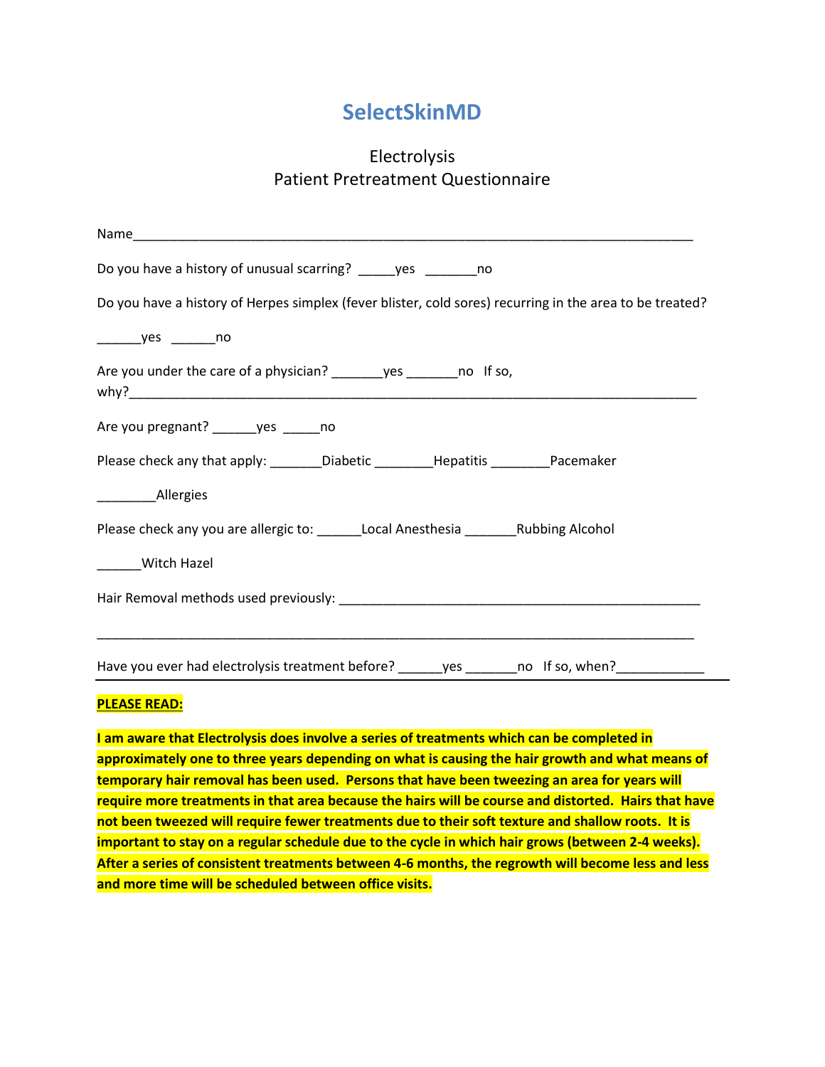# SelectSkinMD

## Electrolysis
## Patient Pretreatment Questionnaire

Name_______________________________________________________________________________

Do you have a history of unusual scarring? _____yes _______no

Do you have a history of Herpes simplex (fever blister, cold sores) recurring in the area to be treated?

______yes ______no

Are you under the care of a physician? _______yes _______no If so, why?______________________________________________________________________________

Are you pregnant? ______yes _____no

Please check any that apply: _______Diabetic ________Hepatitis ________Pacemaker

________Allergies

Please check any you are allergic to: ______Local Anesthesia _______Rubbing Alcohol

______Witch Hazel

Hair Removal methods used previously: ___________________________________________________

________________________________________________________________________________

Have you ever had electrolysis treatment before? ______yes _______no If so, when?____________

---

**PLEASE READ:**

**I am aware that Electrolysis does involve a series of treatments which can be completed in approximately one to three years depending on what is causing the hair growth and what means of temporary hair removal has been used. Persons that have been tweezing an area for years will require more treatments in that area because the hairs will be course and distorted. Hairs that have not been tweezed will require fewer treatments due to their soft texture and shallow roots. It is important to stay on a regular schedule due to the cycle in which hair grows (between 2-4 weeks). After a series of consistent treatments between 4-6 months, the regrowth will become less and less and more time will be scheduled between office visits.**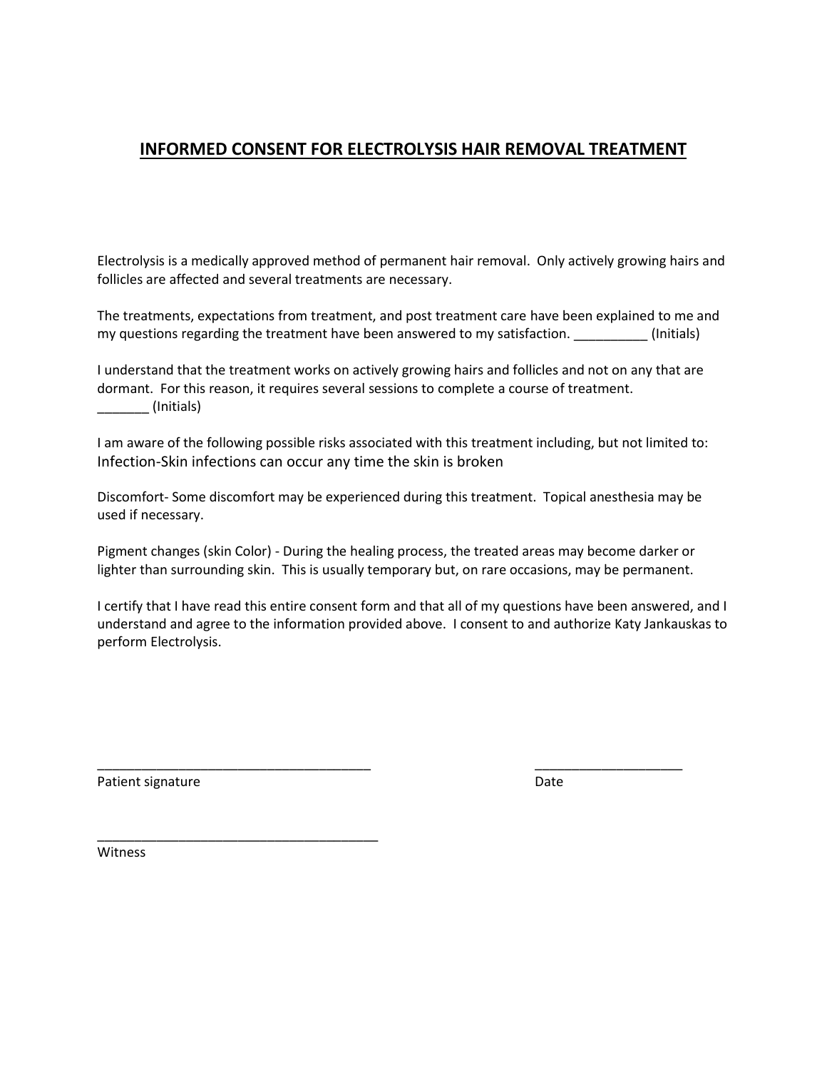# INFORMED CONSENT FOR ELECTROLYSIS HAIR REMOVAL TREATMENT

Electrolysis is a medically approved method of permanent hair removal. Only actively growing hairs and follicles are affected and several treatments are necessary.

The treatments, expectations from treatment, and post treatment care have been explained to me and my questions regarding the treatment have been answered to my satisfaction. __________ (Initials)

I understand that the treatment works on actively growing hairs and follicles and not on any that are dormant. For this reason, it requires several sessions to complete a course of treatment. _______ (Initials)

I am aware of the following possible risks associated with this treatment including, but not limited to:
Infection-Skin infections can occur any time the skin is broken

Discomfort- Some discomfort may be experienced during this treatment. Topical anesthesia may be used if necessary.

Pigment changes (skin Color) - During the healing process, the treated areas may become darker or lighter than surrounding skin. This is usually temporary but, on rare occasions, may be permanent.

I certify that I have read this entire consent form and that all of my questions have been answered, and I understand and agree to the information provided above. I consent to and authorize Katy Jankauskas to perform Electrolysis.

_____________________________________ ____________________
Patient signature Date

_______________________________________
Witness